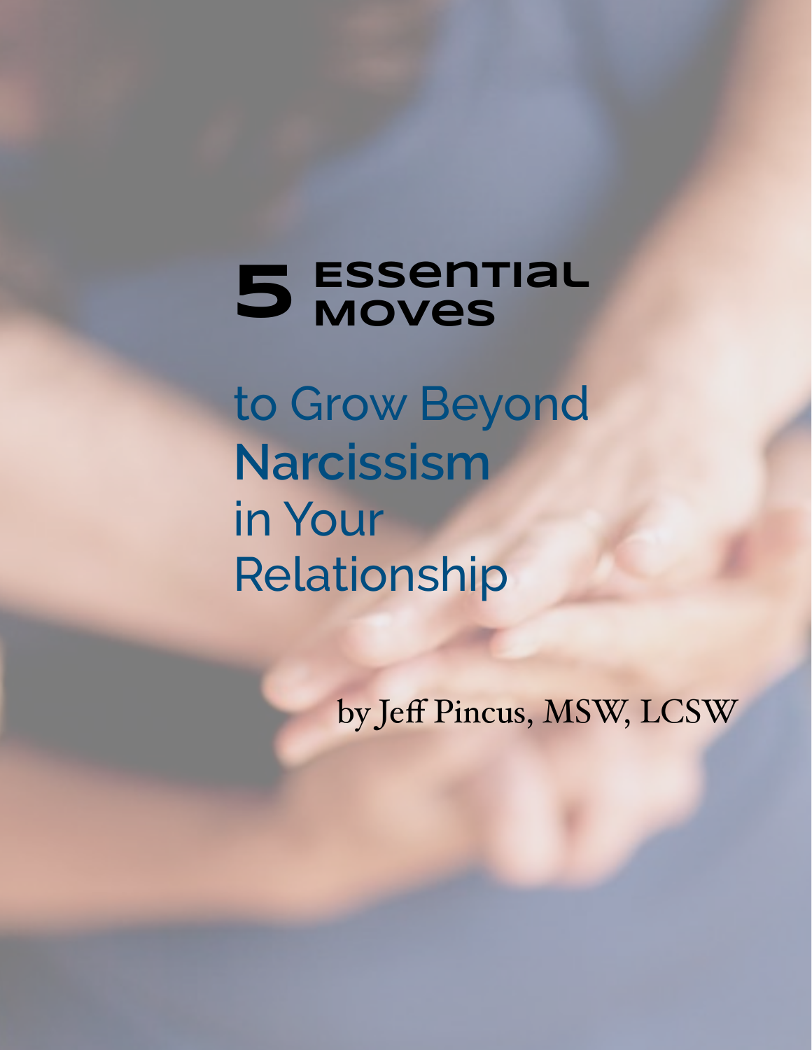# 5 Essential Moves to Grow Beyond Narcissism in Your Relationship

by Jeff Pincus, MSW, LCSW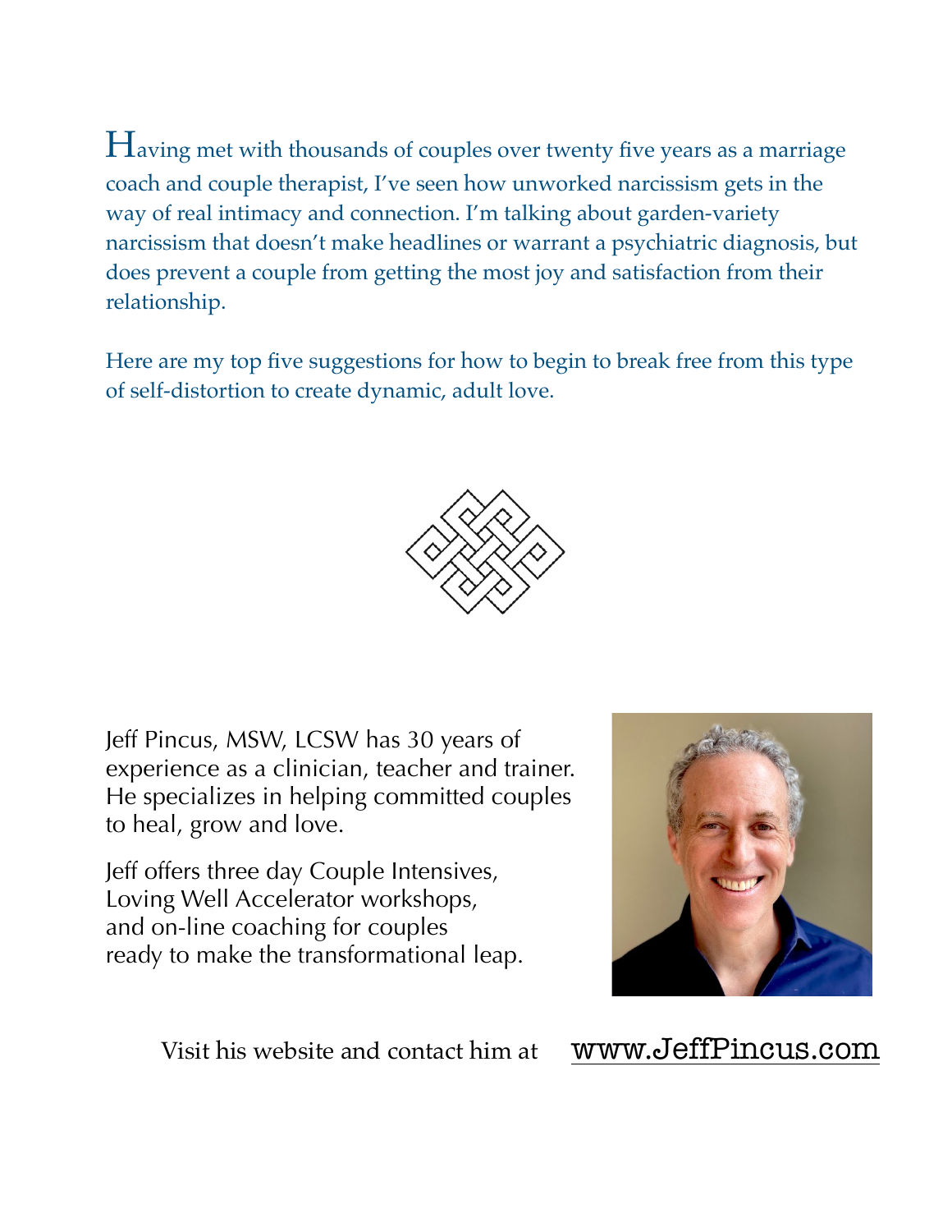Having met with thousands of couples over twenty five years as a marriage coach and couple therapist, I've seen how unworked narcissism gets in the way of real intimacy and connection. I'm talking about garden-variety narcissism that doesn't make headlines or warrant a psychiatric diagnosis, but does prevent a couple from getting the most joy and satisfaction from their relationship.

Here are my top five suggestions for how to begin to break free from this type of self-distortion to create dynamic, adult love.

Jeff Pincus, MSW, LCSW has 30 years of experience as a clinician, teacher and trainer. He specializes in helping committed couples to heal, grow and love.

Jeff offers three day Couple Intensives, Loving Well Accelerator workshops, and on-line coaching for couples ready to make the transformational leap.

Visit his website and contact him at www.JeffPincus.com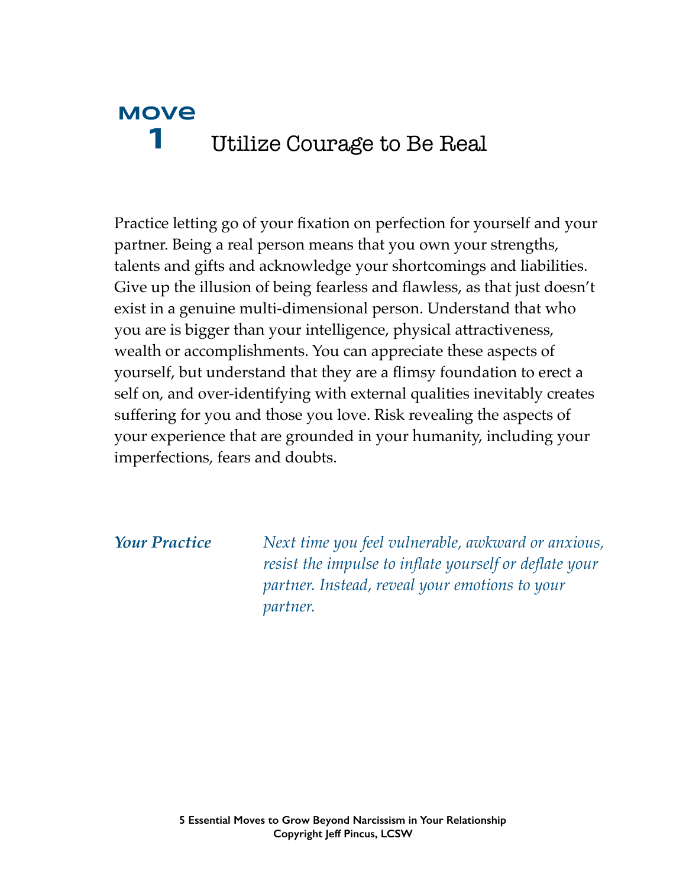# MOVE 1 Utilize Courage to Be Real

Practice letting go of your fixation on perfection for yourself and your partner. Being a real person means that you own your strengths, talents and gifts and acknowledge your shortcomings and liabilities. Give up the illusion of being fearless and flawless, as that just doesn't exist in a genuine multi-dimensional person. Understand that who you are is bigger than your intelligence, physical attractiveness, wealth or accomplishments. You can appreciate these aspects of yourself, but understand that they are a flimsy foundation to erect a self on, and over-identifying with external qualities inevitably creates suffering for you and those you love. Risk revealing the aspects of your experience that are grounded in your humanity, including your imperfections, fears and doubts.

***Your Practice*** *Next time you feel vulnerable, awkward or anxious, resist the impulse to inflate yourself or deflate your partner. Instead, reveal your emotions to your partner.*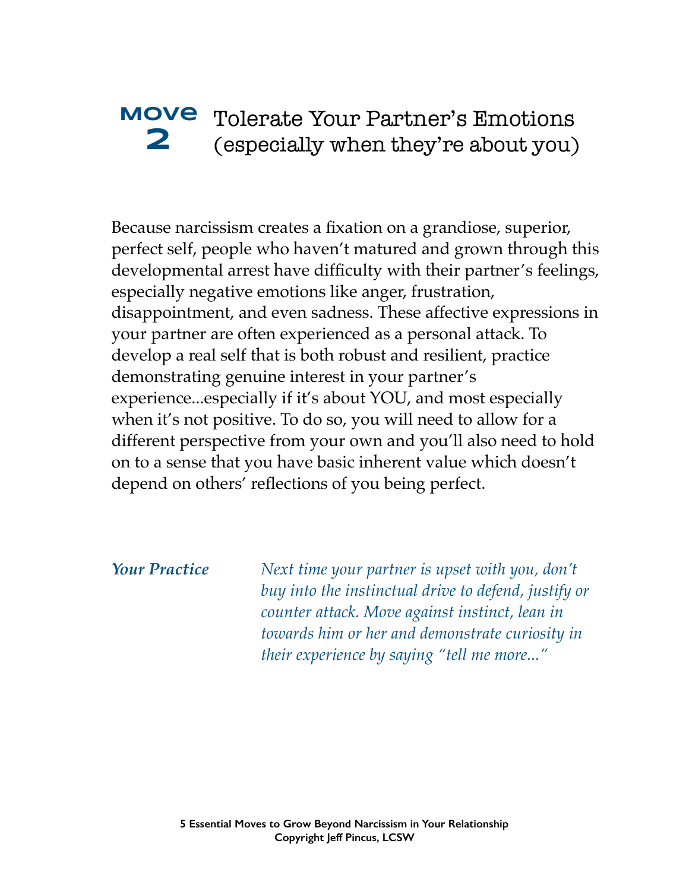## MOVE 2 Tolerate Your Partner's Emotions (especially when they're about you)

Because narcissism creates a fixation on a grandiose, superior, perfect self, people who haven't matured and grown through this developmental arrest have difficulty with their partner's feelings, especially negative emotions like anger, frustration, disappointment, and even sadness. These affective expressions in your partner are often experienced as a personal attack. To develop a real self that is both robust and resilient, practice demonstrating genuine interest in your partner's experience...especially if it's about YOU, and most especially when it's not positive. To do so, you will need to allow for a different perspective from your own and you'll also need to hold on to a sense that you have basic inherent value which doesn't depend on others' reflections of you being perfect.

***Your Practice*** *Next time your partner is upset with you, don't buy into the instinctual drive to defend, justify or counter attack. Move against instinct, lean in towards him or her and demonstrate curiosity in their experience by saying "tell me more..."*

**5 Essential Moves to Grow Beyond Narcissism in Your Relationship**
**Copyright Jeff Pincus, LCSW**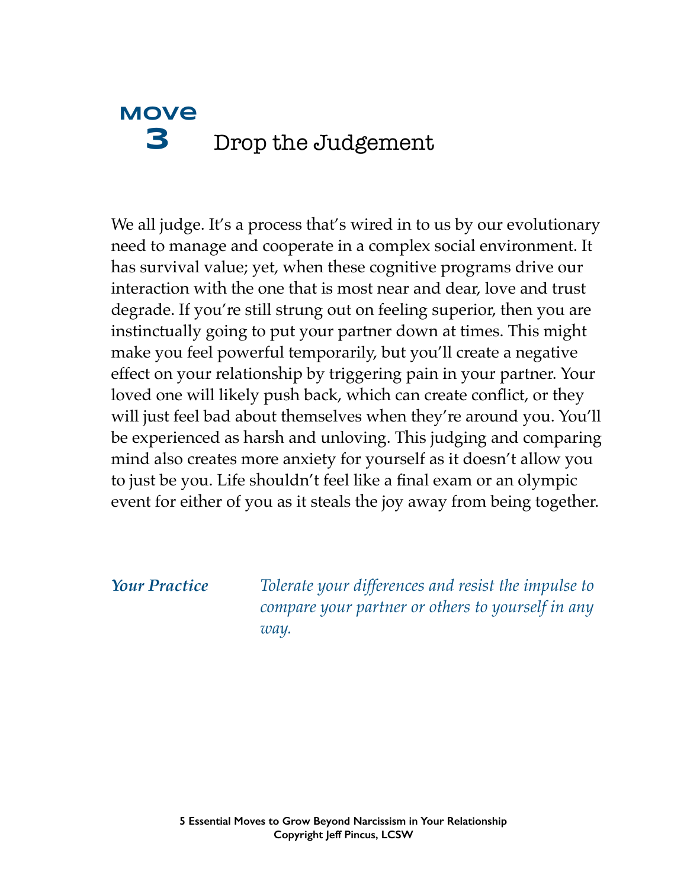# Move 3 Drop the Judgement

We all judge. It's a process that's wired in to us by our evolutionary need to manage and cooperate in a complex social environment. It has survival value; yet, when these cognitive programs drive our interaction with the one that is most near and dear, love and trust degrade. If you're still strung out on feeling superior, then you are instinctually going to put your partner down at times. This might make you feel powerful temporarily, but you'll create a negative effect on your relationship by triggering pain in your partner. Your loved one will likely push back, which can create conflict, or they will just feel bad about themselves when they're around you. You'll be experienced as harsh and unloving. This judging and comparing mind also creates more anxiety for yourself as it doesn't allow you to just be you. Life shouldn't feel like a final exam or an olympic event for either of you as it steals the joy away from being together.

***Your Practice*** *Tolerate your differences and resist the impulse to compare your partner or others to yourself in any way.*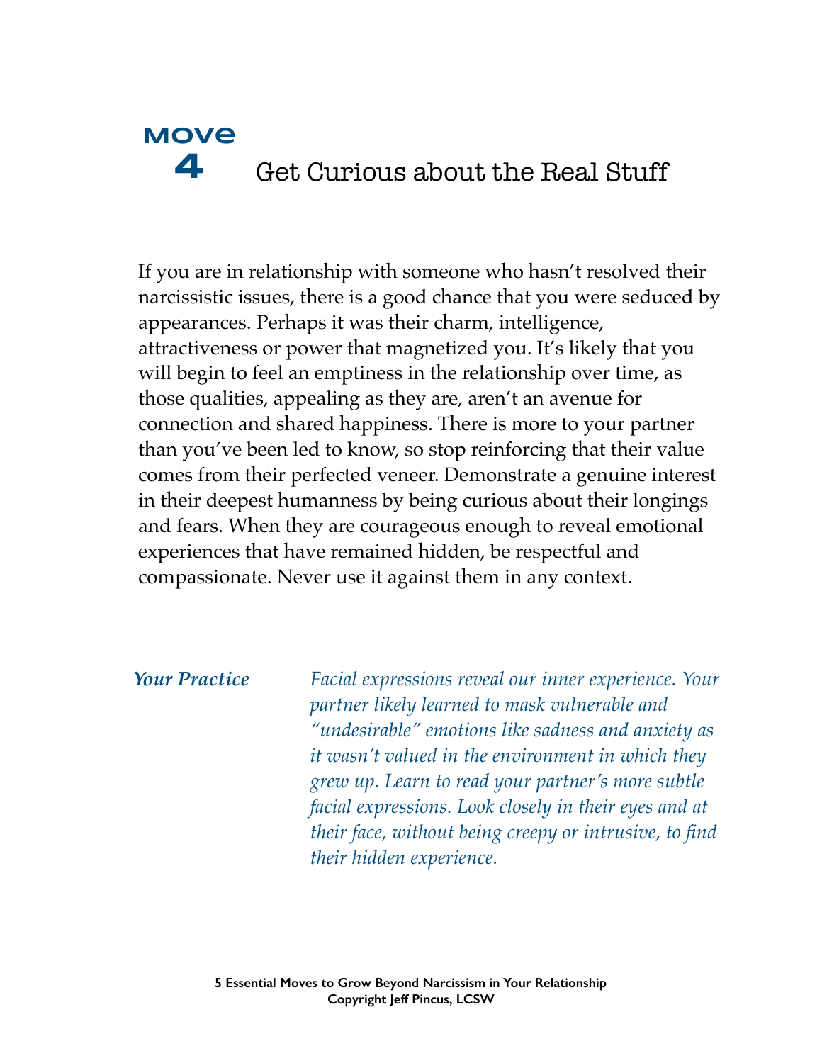# Move 4 — Get Curious about the Real Stuff

If you are in relationship with someone who hasn't resolved their narcissistic issues, there is a good chance that you were seduced by appearances. Perhaps it was their charm, intelligence, attractiveness or power that magnetized you. It's likely that you will begin to feel an emptiness in the relationship over time, as those qualities, appealing as they are, aren't an avenue for connection and shared happiness. There is more to your partner than you've been led to know, so stop reinforcing that their value comes from their perfected veneer. Demonstrate a genuine interest in their deepest humanness by being curious about their longings and fears. When they are courageous enough to reveal emotional experiences that have remained hidden, be respectful and compassionate. Never use it against them in any context.

***Your Practice***

*Facial expressions reveal our inner experience. Your partner likely learned to mask vulnerable and "undesirable" emotions like sadness and anxiety as it wasn't valued in the environment in which they grew up. Learn to read your partner's more subtle facial expressions. Look closely in their eyes and at their face, without being creepy or intrusive, to find their hidden experience.*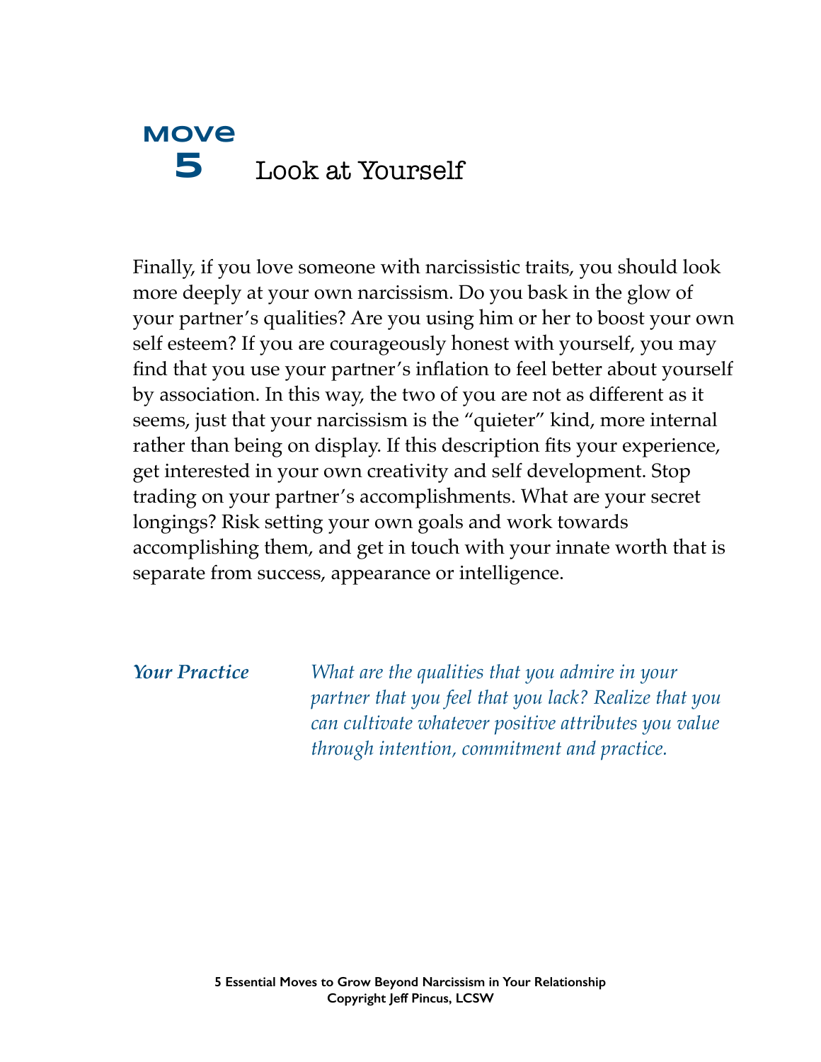# Move 5 Look at Yourself

Finally, if you love someone with narcissistic traits, you should look more deeply at your own narcissism. Do you bask in the glow of your partner's qualities? Are you using him or her to boost your own self esteem? If you are courageously honest with yourself, you may find that you use your partner's inflation to feel better about yourself by association. In this way, the two of you are not as different as it seems, just that your narcissism is the "quieter" kind, more internal rather than being on display. If this description fits your experience, get interested in your own creativity and self development. Stop trading on your partner's accomplishments. What are your secret longings? Risk setting your own goals and work towards accomplishing them, and get in touch with your innate worth that is separate from success, appearance or intelligence.

***Your Practice***

*What are the qualities that you admire in your partner that you feel that you lack? Realize that you can cultivate whatever positive attributes you value through intention, commitment and practice.*